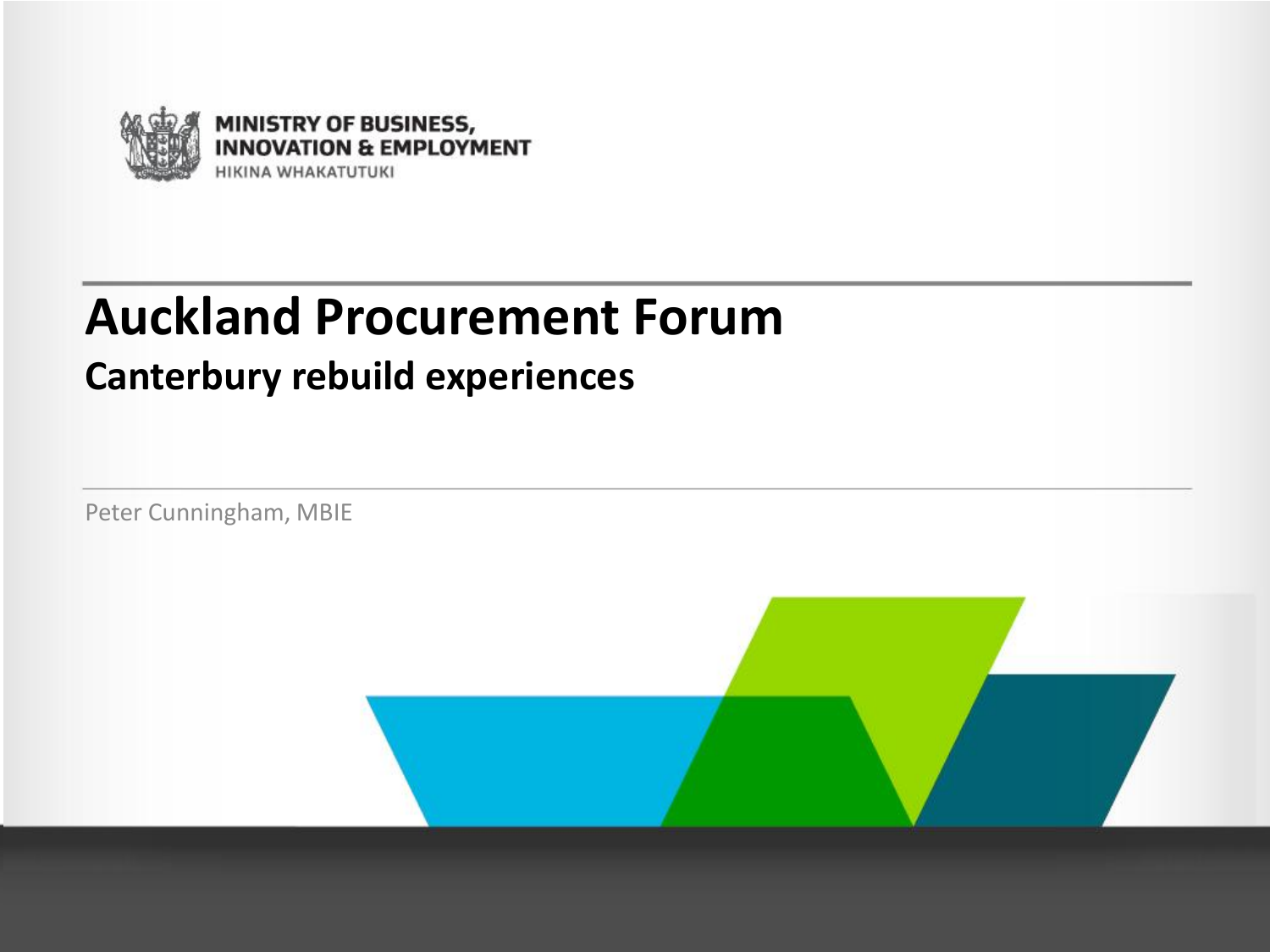MINISTRY OF BUSINESS, INNOVATION & EMPLOYMENT
HIKINA WHAKATUTUKI

# Auckland Procurement Forum

## Canterbury rebuild experiences

Peter Cunningham, MBIE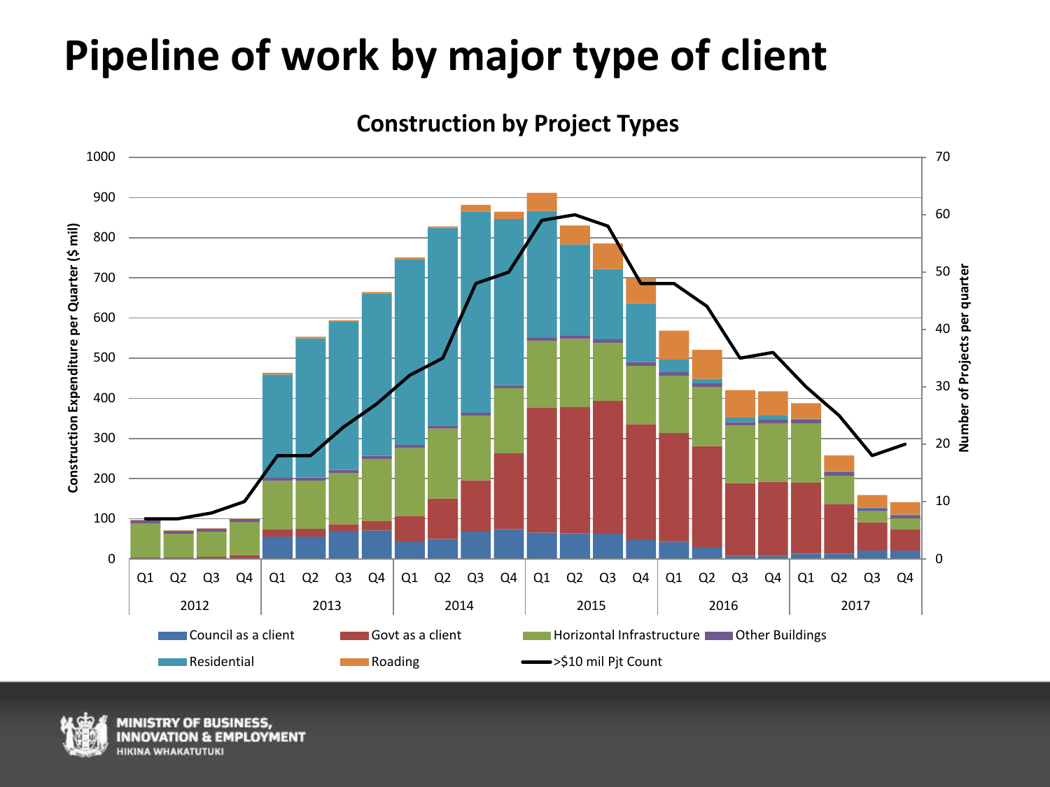# Pipeline of work by major type of client

## Construction by Project Types

Construction Expenditure per Quarter ($ mil)

Number of Projects per quarter

Council as a client | Govt as a client | Horizontal Infrastructure | Other Buildings | Residential | Roading | >$10 mil Pjt Count

MINISTRY OF BUSINESS, INNOVATION & EMPLOYMENT
HIKINA WHAKATUTUKI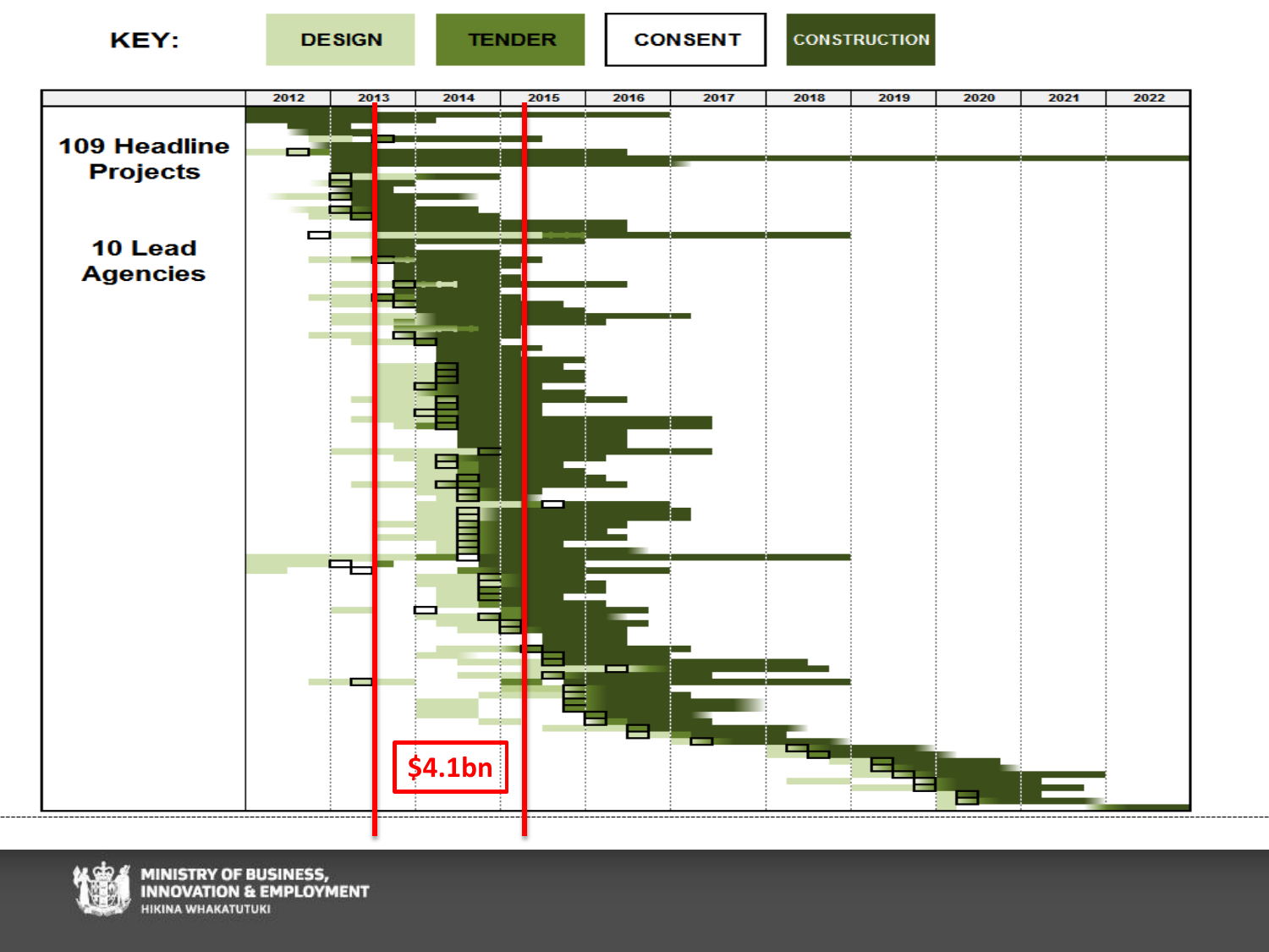**KEY:** DESIGN | TENDER | CONSENT | CONSTRUCTION

2012 | 2013 | 2014 | 2015 | 2016 | 2017 | 2018 | 2019 | 2020 | 2021 | 2022

**109 Headline Projects**

**10 Lead Agencies**

$4.1bn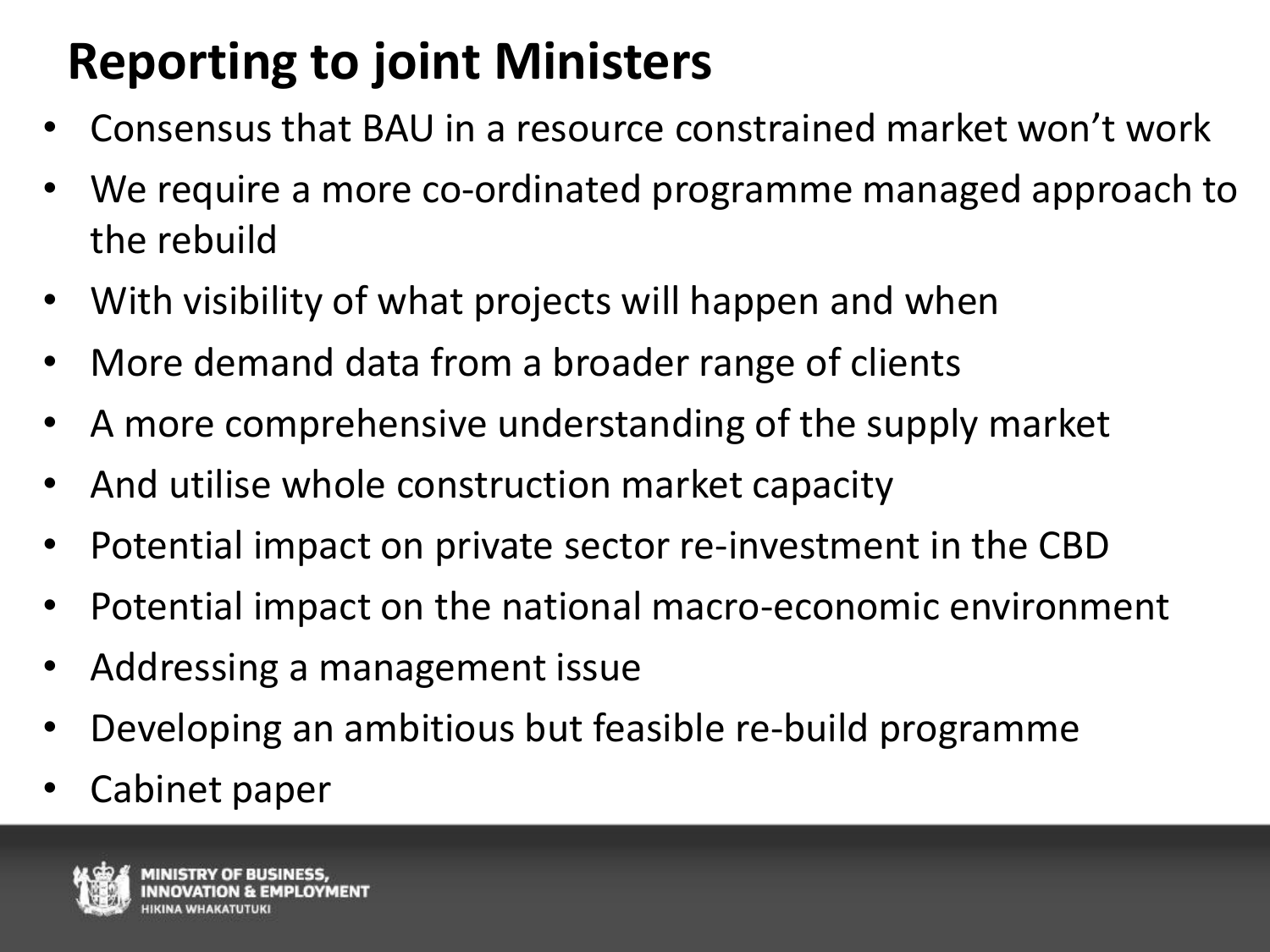# Reporting to joint Ministers

- Consensus that BAU in a resource constrained market won't work
- We require a more co-ordinated programme managed approach to the rebuild
- With visibility of what projects will happen and when
- More demand data from a broader range of clients
- A more comprehensive understanding of the supply market
- And utilise whole construction market capacity
- Potential impact on private sector re-investment in the CBD
- Potential impact on the national macro-economic environment
- Addressing a management issue
- Developing an ambitious but feasible re-build programme
- Cabinet paper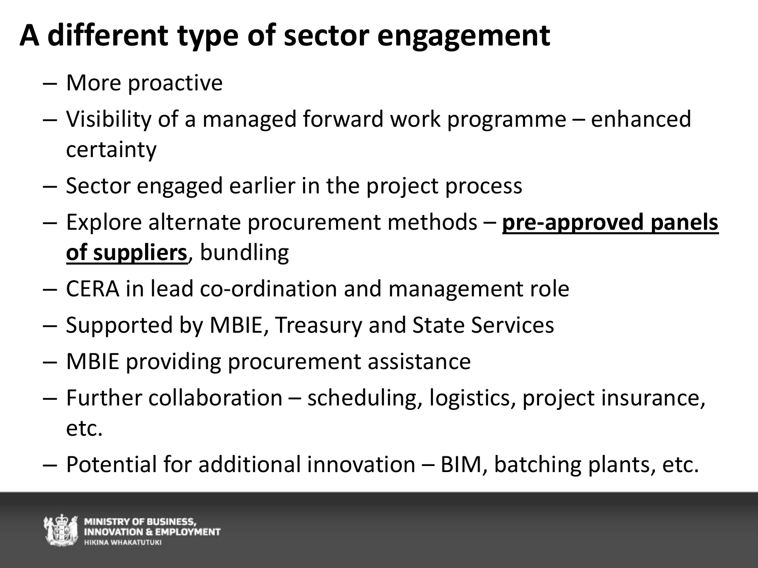# A different type of sector engagement

- More proactive
- Visibility of a managed forward work programme – enhanced certainty
- Sector engaged earlier in the project process
- Explore alternate procurement methods – <u>**pre-approved panels of suppliers**</u>, bundling
- CERA in lead co-ordination and management role
- Supported by MBIE, Treasury and State Services
- MBIE providing procurement assistance
- Further collaboration – scheduling, logistics, project insurance, etc.
- Potential for additional innovation – BIM, batching plants, etc.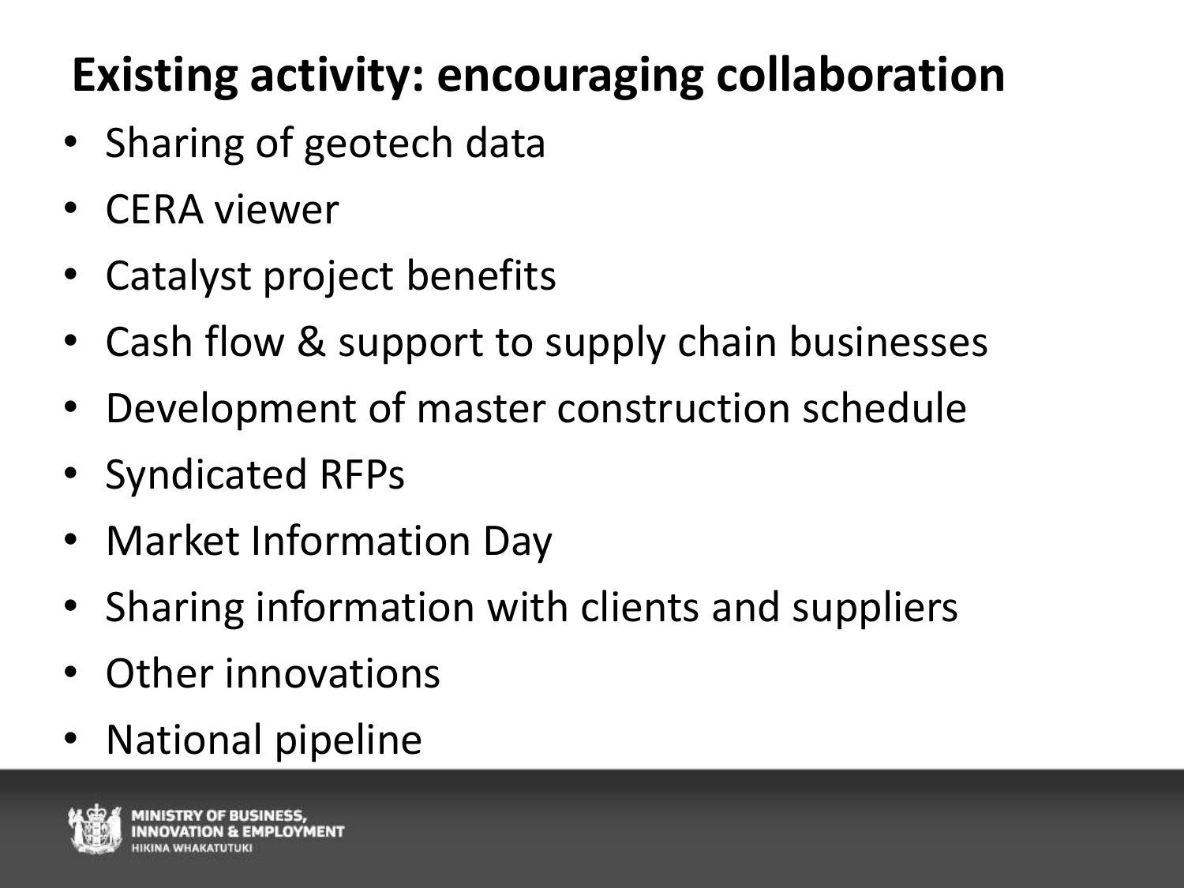## Existing activity: encouraging collaboration

- Sharing of geotech data
- CERA viewer
- Catalyst project benefits
- Cash flow & support to supply chain businesses
- Development of master construction schedule
- Syndicated RFPs
- Market Information Day
- Sharing information with clients and suppliers
- Other innovations
- National pipeline